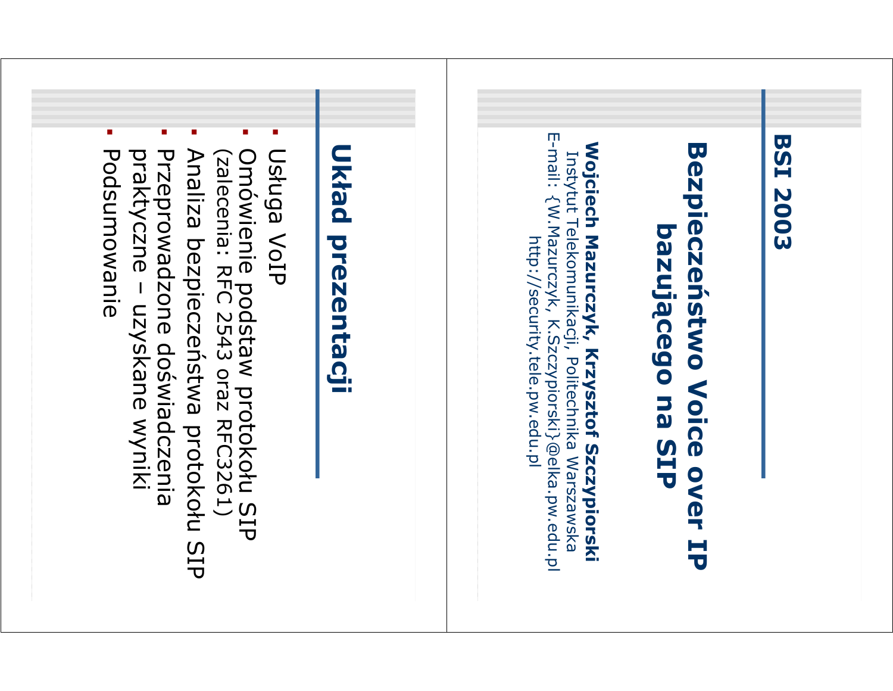# BSI 2003

## Bezpieczeństwo Voice over IP bazującego na SIP

**Wojciech Mazurczyk, Krzysztof Szczypiorski**
Instytut Telekomunikacji, Politechnika Warszawska
E-mail: {W.Mazurczyk, K.Szczypiorski}@elka.pw.edu.pl
http://security.tele.pw.edu.pl

## Układ prezentacji

- Usługa VoIP
- Omówienie podstaw protokołu SIP (zalecenia: RFC 2543 oraz RFC3261)
- Analiza bezpieczeństwa protokołu SIP
- Przeprowadzone doświadczenia praktyczne – uzyskane wyniki
- Podsumowanie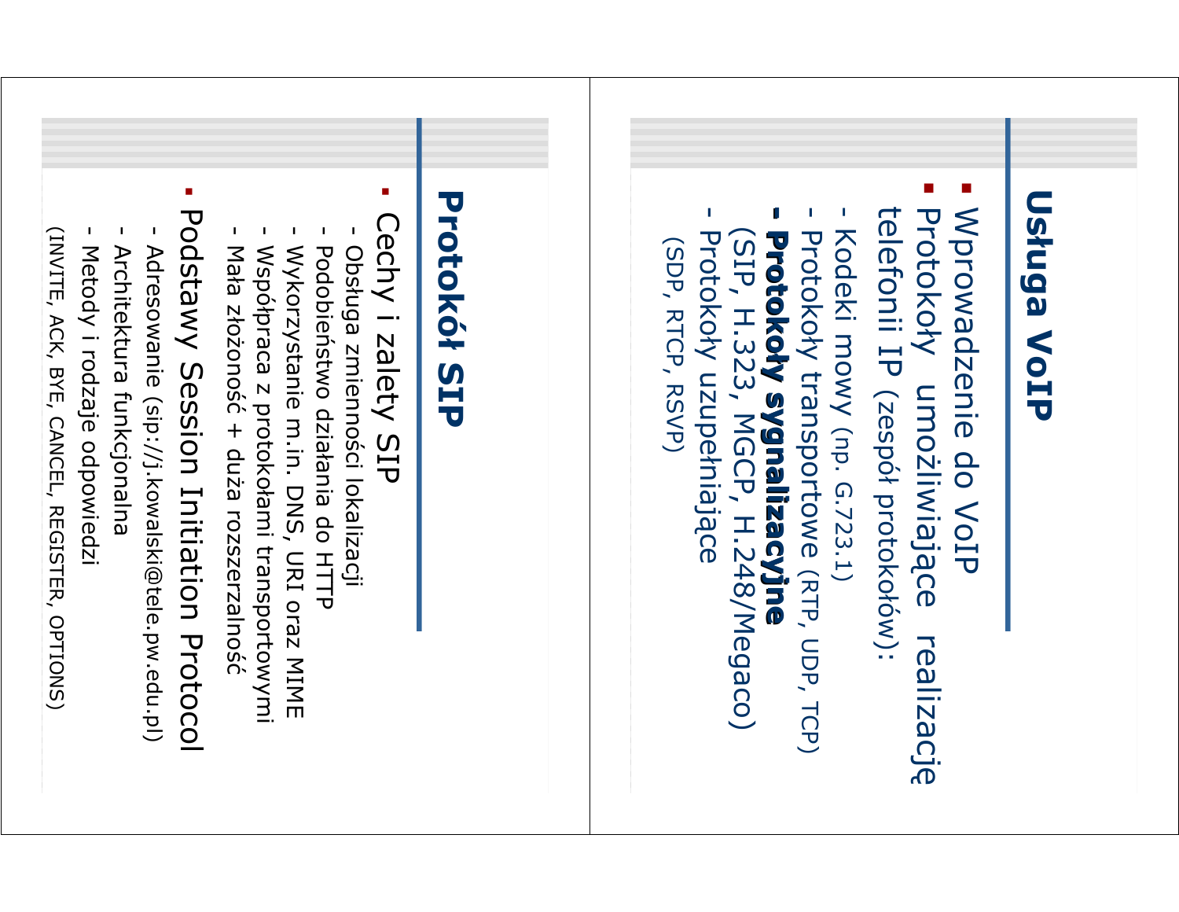## Usługa VoIP

- Wprowadzenie do VoIP
- Protokoły umożliwiające realizację telefonii IP (zespół protokołów):
  - Kodeki mowy (np. G.723.1)
  - Protokoły transportowe (RTP, UDP, TCP)
  - **Protokoły sygnalizacyjne** (SIP, H.323, MGCP, H.248/Megaco)
  - Protokoły uzupełniające (SDP, RTCP, RSVP)

## Protokół SIP

- Cechy i zalety SIP
  - Obsługa zmienności lokalizacji
  - Podobieństwo działania do HTTP
  - Wykorzystanie m.in. DNS, URI oraz MIME
  - Współpraca z protokołami transportowymi
  - Mała złożoność + duża rozszerzalność
- Podstawy Session Initiation Protocol
  - Adresowanie (sip://j.kowalski@tele.pw.edu.pl)
  - Architektura funkcjonalna
  - Metody i rodzaje odpowiedzi (INVITE, ACK, BYE, CANCEL, REGISTER, OPTIONS)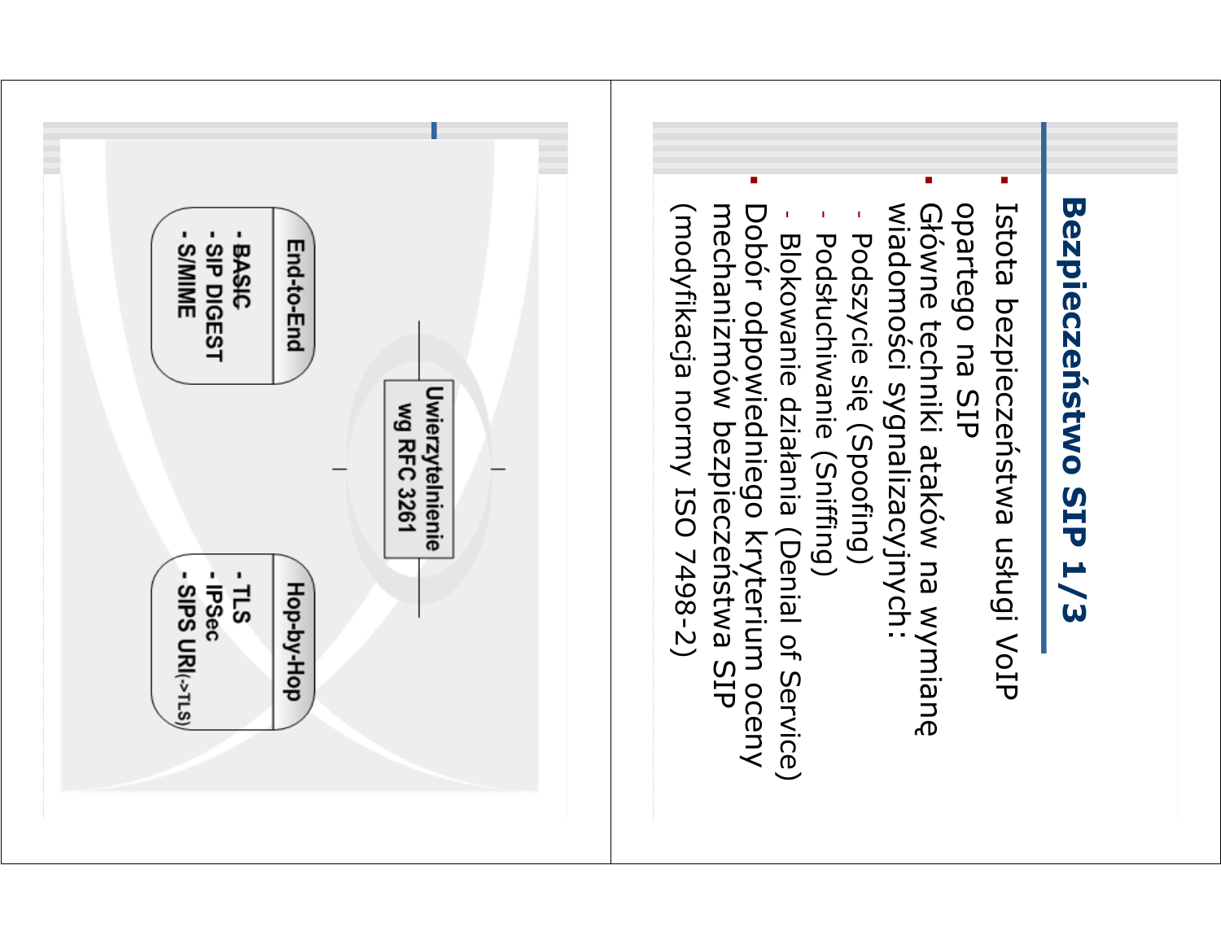# Bezpieczeństwo SIP 1/3

- Istota bezpieczeństwa usługi VoIP opartego na SIP
- Główne techniki ataków na wymianę wiadomości sygnalizacyjnych:
  - Podszycie się (Spoofing)
  - Podsłuchiwanie (Sniffing)
  - Blokowanie działania (Denial of Service)
- Dobór odpowiedniego kryterium oceny mechanizmów bezpieczeństwa SIP (modyfikacja normy ISO 7498-2)

**Uwierzytelnienie wg RFC 3261**

**End-to-End**
- BASIC
- SIP DIGEST
- S/MIME

**Hop-by-Hop**
- TLS
- IPSec
- SIPS URI(->TLS)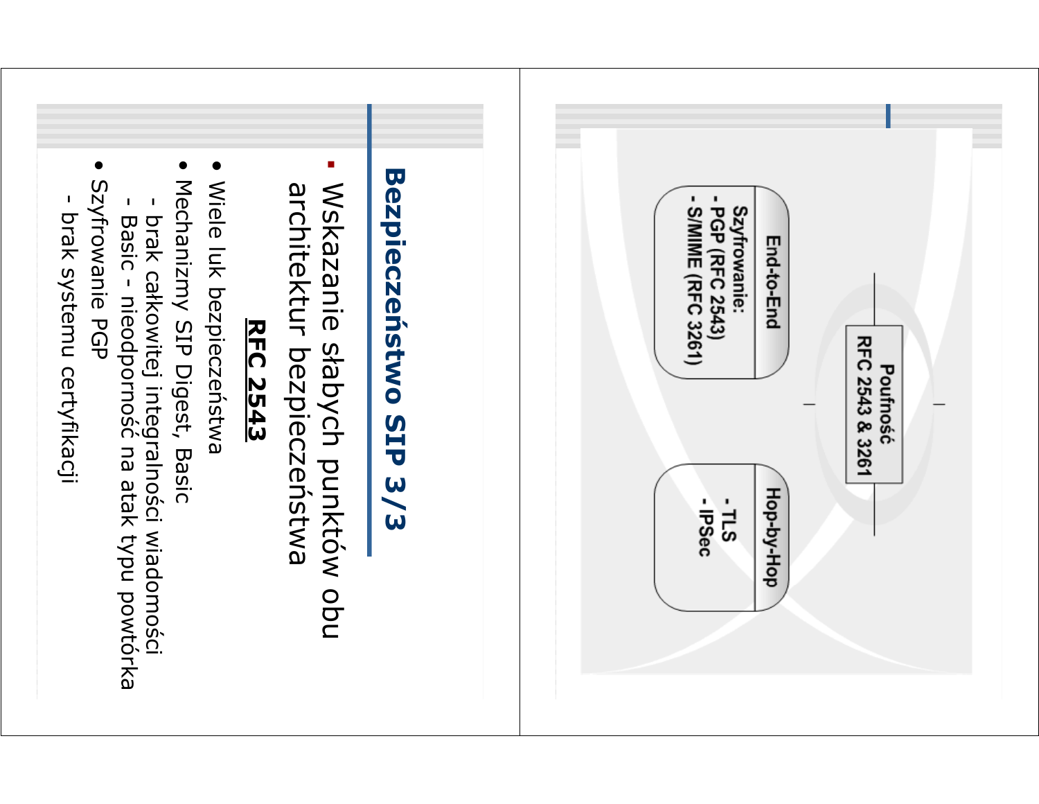## Bezpieczeństwo SIP 3/3

- Wskazanie słabych punktów obu architektur bezpieczeństwa

**RFC 2543**

- Wiele luk bezpieczeństwa
- Mechanizmy SIP Digest, Basic
  - brak całkowitej integralności wiadomości
  - Basic - nieodporność na atak typu powtórka
- Szyfrowanie PGP
  - brak systemu certyfikacji

**Poufność**
**RFC 2543 & 3261**

**End-to-End**
Szyfrowanie:
- PGP (RFC 2543)
- S/MIME (RFC 3261)

**Hop-by-Hop**
- TLS
- IPSec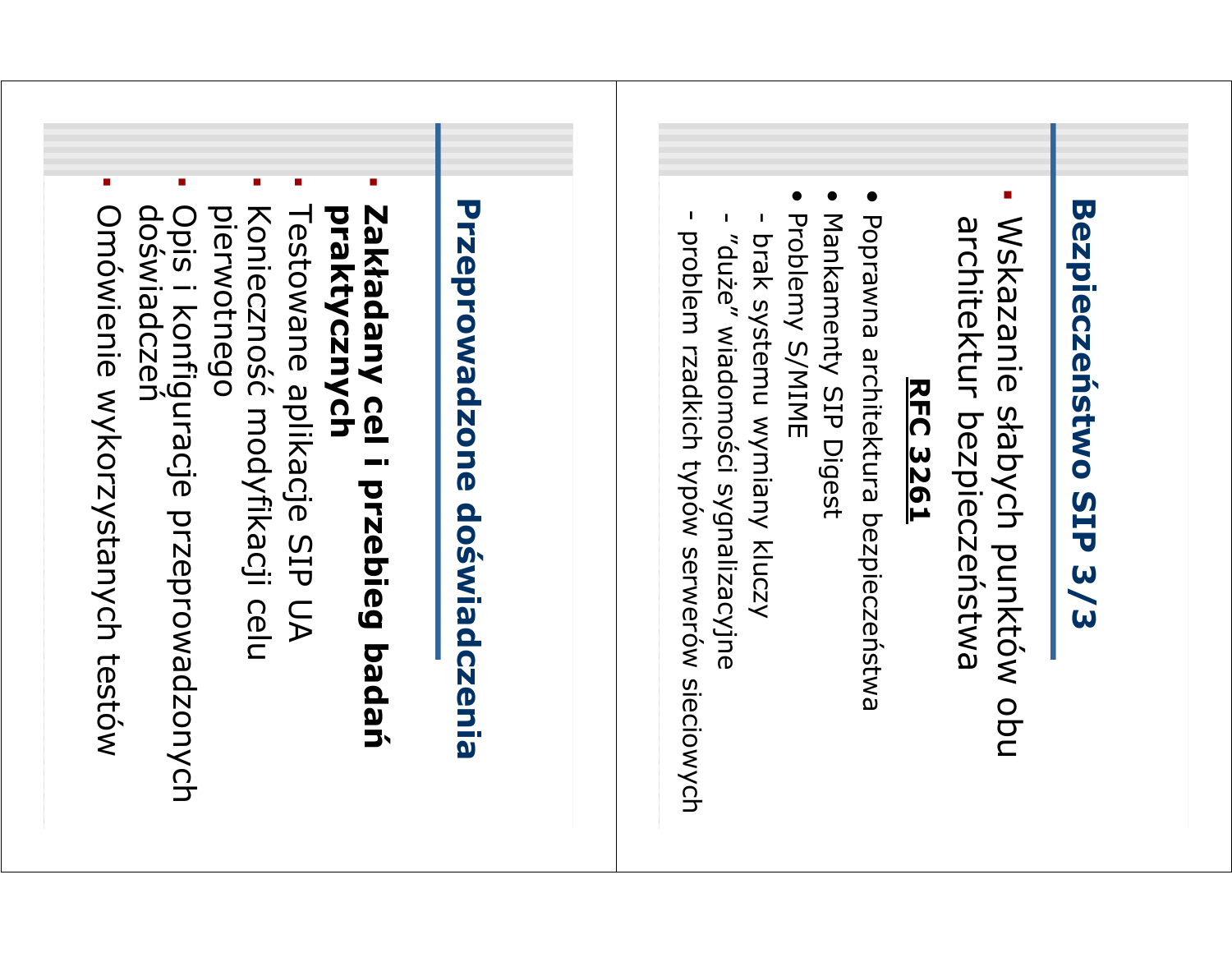## Bezpieczeństwo SIP 3/3

- Wskazanie słabych punktów obu architektur bezpieczeństwa

**RFC 3261**

- Poprawna architektura bezpieczeństwa
- Mankamenty SIP Digest
- Problemy S/MIME
  - brak systemu wymiany kluczy
  - "duże" wiadomości sygnalizacyjne
  - problem rzadkich typów serwerów sieciowych

## Przeprowadzone doświadczenia

- **Zakładany cel i przebieg badań praktycznych**
- Testowane aplikacje SIP UA
- Konieczność modyfikacji celu pierwotnego
- Opis i konfiguracje przeprowadzonych doświadczeń
- Omówienie wykorzystanych testów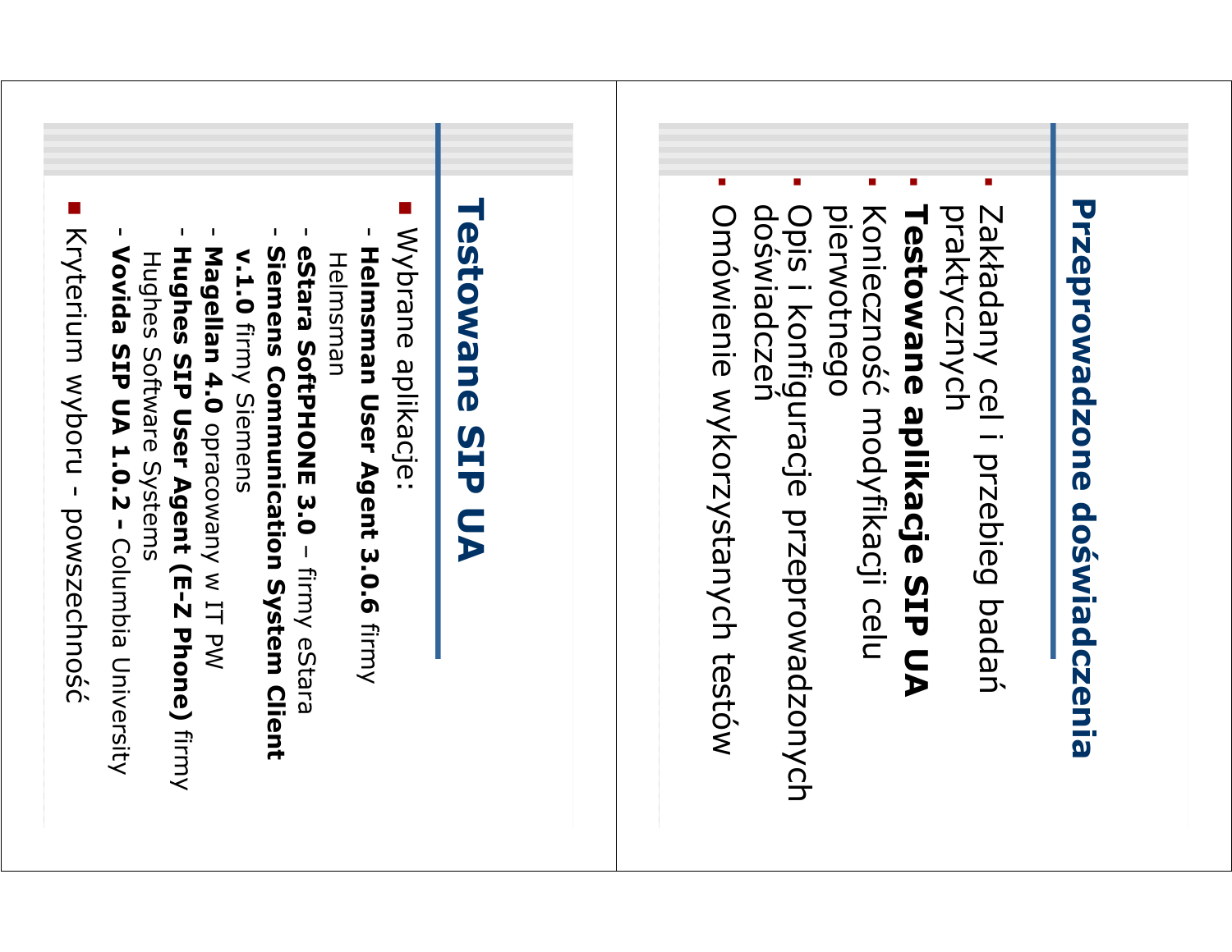## Przeprowadzone doświadczenia

- Zakładany cel i przebieg badań praktycznych
- **Testowane aplikacje SIP UA**
- Konieczność modyfikacji celu pierwotnego
- Opis i konfiguracje przeprowadzonych doświadczeń
- Omówienie wykorzystanych testów

## Testowane SIP UA

- Wybrane aplikacje:
  - **Helmsman User Agent 3.0.6** firmy Helmsman
  - **eStara SoftPHONE 3.0** – firmy eStara
  - **Siemens Communication System Client v.1.0** firmy Siemens
  - **Magellan 4.0** opracowany w IT PW
  - **Hughes SIP User Agent (E-Z Phone)** firmy Hughes Software Systems
  - **Vovida SIP UA 1.0.2 -** Columbia University
- Kryterium wyboru - powszechność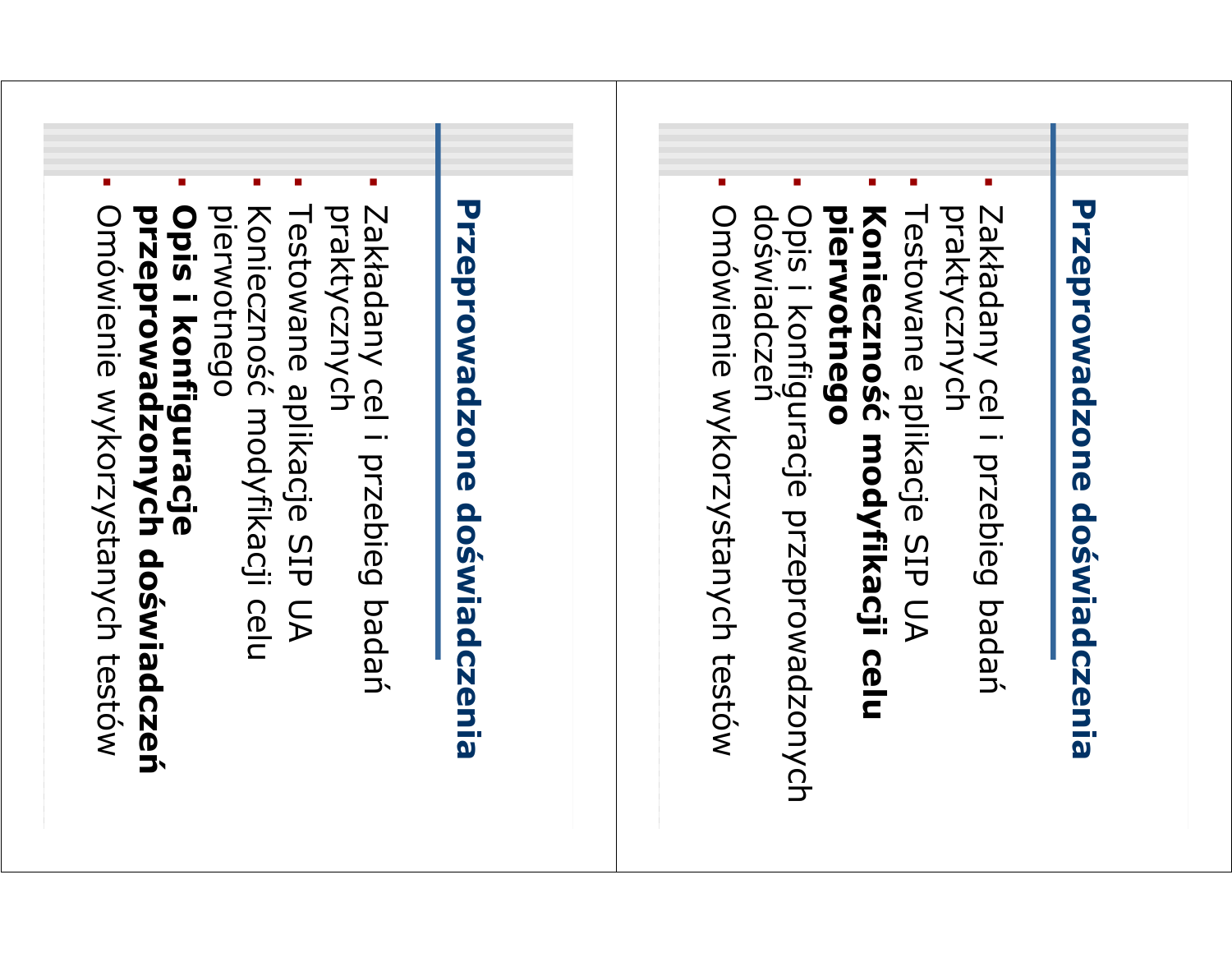## Przeprowadzone doświadczenia

- Zakładany cel i przebieg badań praktycznych
- Testowane aplikacje SIP UA
- **Konieczność modyfikacji celu pierwotnego**
- Opis i konfiguracje przeprowadzonych doświadczeń
- Omówienie wykorzystanych testów

## Przeprowadzone doświadczenia

- Zakładany cel i przebieg badań praktycznych
- Testowane aplikacje SIP UA
- Konieczność modyfikacji celu pierwotnego
- **Opis i konfiguracje przeprowadzonych doświadczeń**
- Omówienie wykorzystanych testów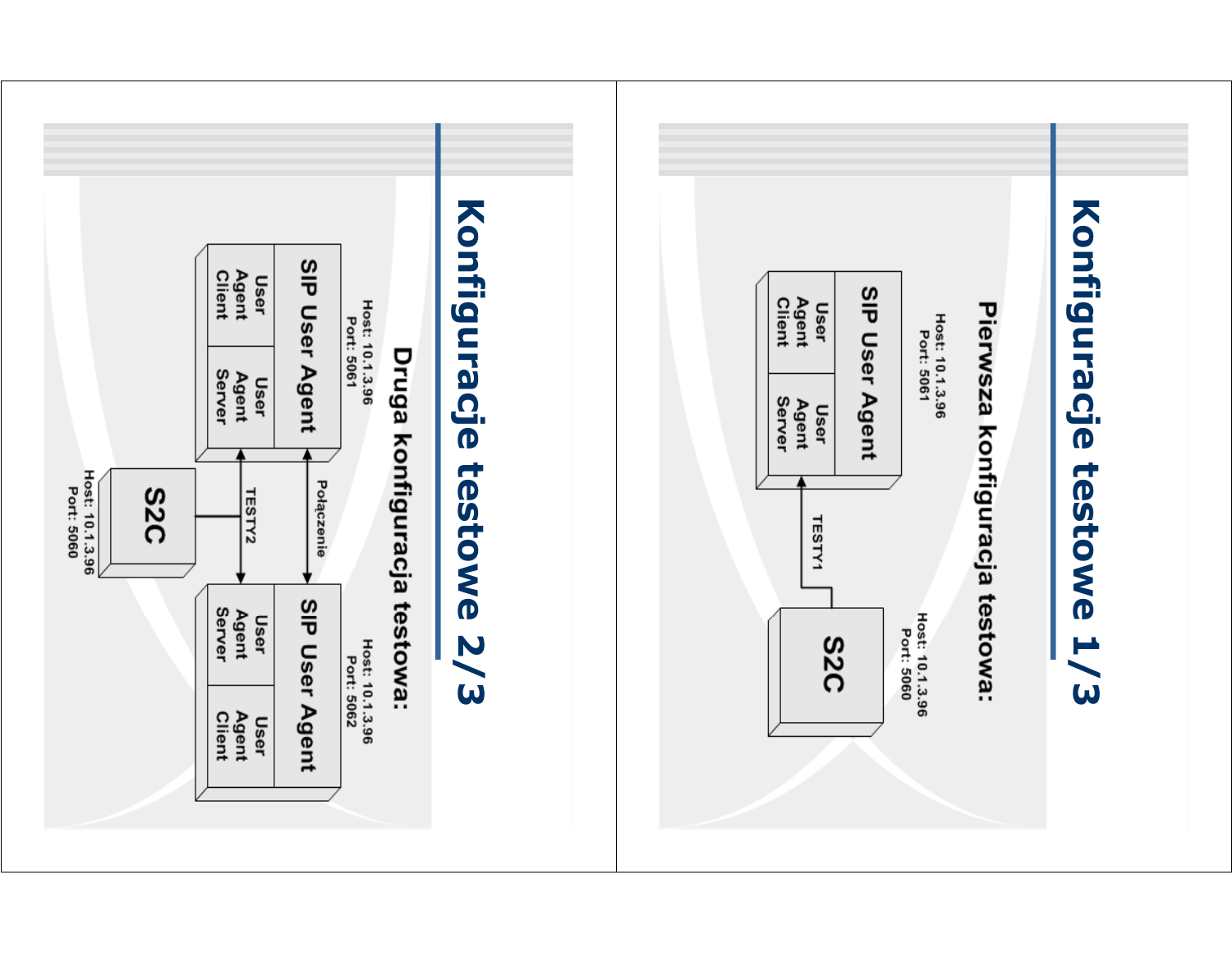# Konfiguracje testowe 1/3

## Pierwsza konfiguracja testowa:

SIP User Agent (Host: 10.1.3.96, Port: 5061)
- User Agent Client
- User Agent Server

S2C (Host: 10.1.3.96, Port: 5060)

TESTY1

# Konfiguracje testowe 2/3

## Druga konfiguracja testowa:

SIP User Agent (Host: 10.1.3.96, Port: 5061)
- User Agent Client
- User Agent Server

SIP User Agent (Host: 10.1.3.96, Port: 5062)
- User Agent Server
- User Agent Client

Połączenie

TESTY2

S2C (Host: 10.1.3.96, Port: 5060)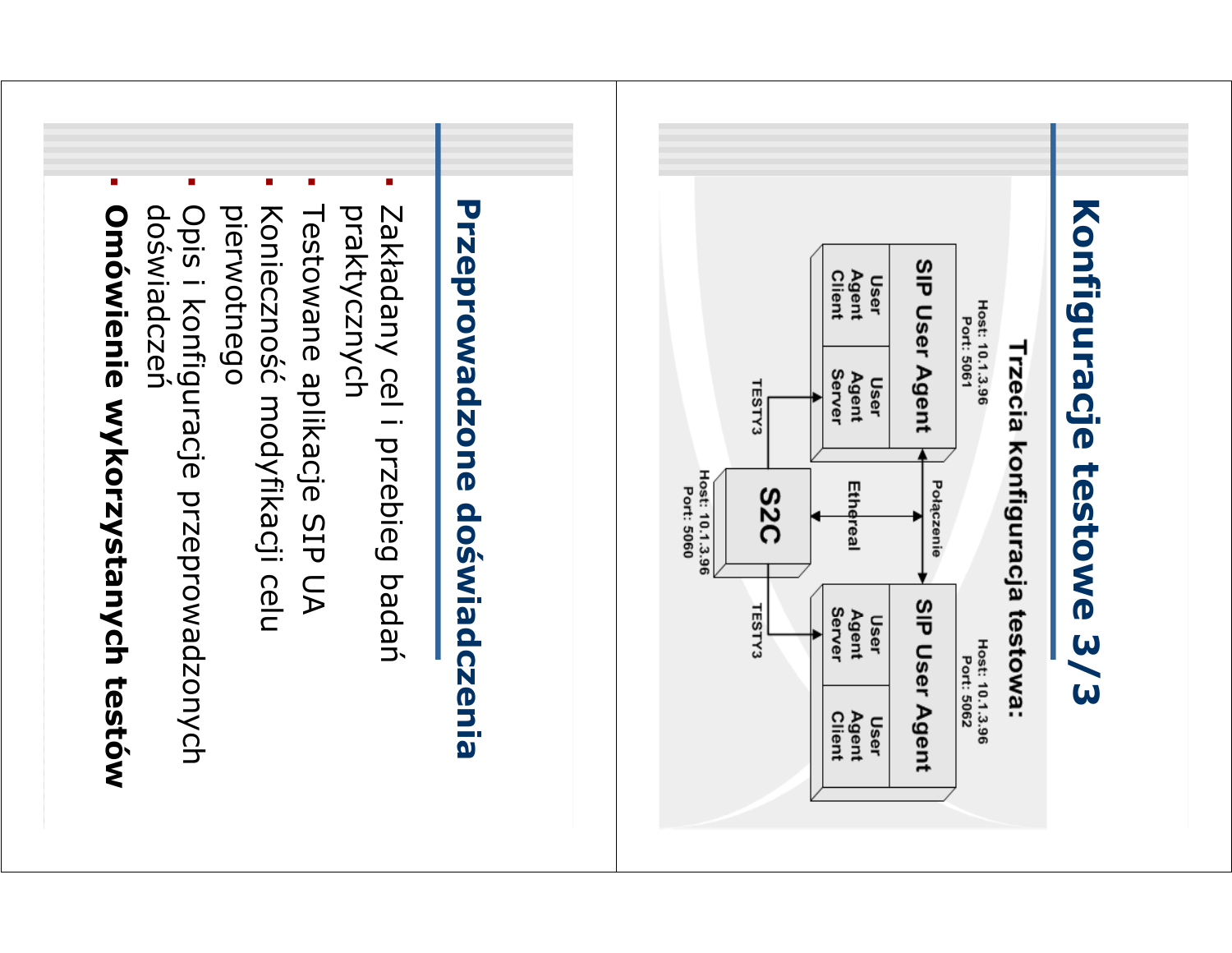# Konfiguracje testowe 3/3

## Trzecia konfiguracja testowa:

SIP User Agent (Host: 10.1.3.96, Port: 5061)
- User Agent Client
- User Agent Server

SIP User Agent (Host: 10.1.3.96, Port: 5062)
- User Agent Server
- User Agent Client

S2C (Host: 10.1.3.96, Port: 5060)

Połączenie

Ethereal

TESTY3

TESTY3

# Przeprowadzone doświadczenia

- Zakładany cel i przebieg badań praktycznych
- Testowane aplikacje SIP UA
- Konieczność modyfikacji celu pierwotnego
- Opis i konfiguracje przeprowadzonych doświadczeń
- **Omówienie wykorzystanych testów**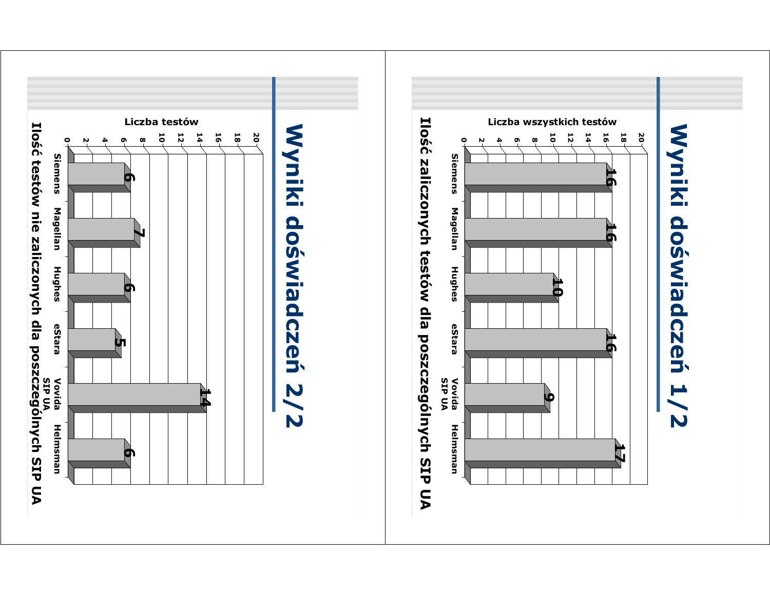# Wyniki doświadczeń 1/2

**Ilość zaliczonych testów dla poszczególnych SIP UA**

| SIP UA | Liczba wszystkich testów |
|---|---|
| Siemens | 16 |
| Magellan | 16 |
| Hughes | 10 |
| eStara | 16 |
| Vovida SIP UA | 9 |
| Helmsman | 17 |

# Wyniki doświadczeń 2/2

**Ilość testów nie zaliczonych dla poszczególnych SIP UA**

| SIP UA | Liczba testów |
|---|---|
| Siemens | 6 |
| Magellan | 7 |
| Hughes | 6 |
| eStara | 5 |
| Vovida SIP UA | 14 |
| Helmsman | 6 |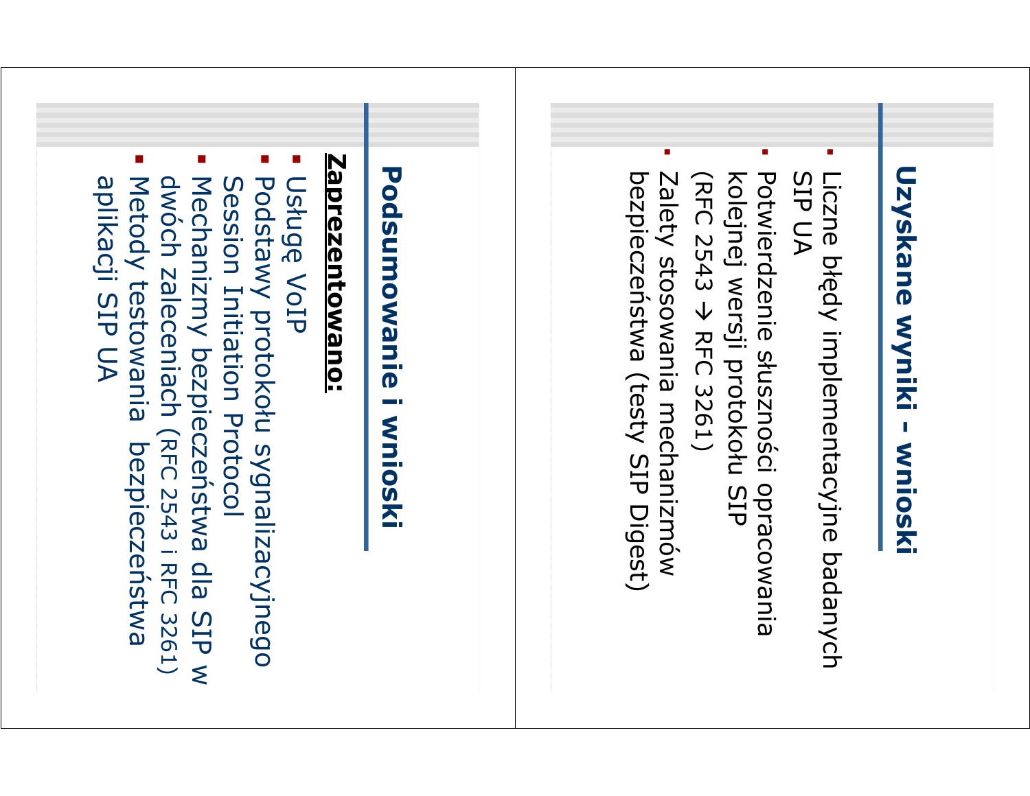## Uzyskane wyniki - wnioski

- Liczne błędy implementacyjne badanych SIP UA
- Potwierdzenie słuszności opracowania kolejnej wersji protokołu SIP (RFC 2543 → RFC 3261)
- Zalety stosowania mechanizmów bezpieczeństwa (testy SIP Digest)

## Podsumowanie i wnioski

**Zaprezentowano:**

- Usługę VoIP
- Podstawy protokołu sygnalizacyjnego Session Initiation Protocol
- Mechanizmy bezpieczeństwa dla SIP w dwóch zaleceniach (RFC 2543 i RFC 3261)
- Metody testowania bezpieczeństwa aplikacji SIP UA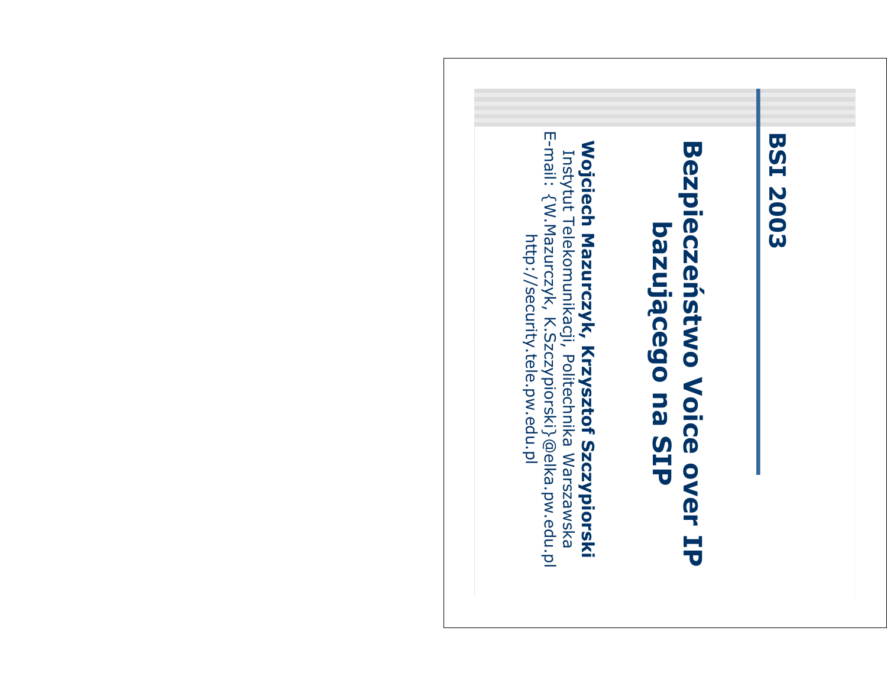BSI 2003

# Bezpieczeństwo Voice over IP bazującego na SIP

**Wojciech Mazurczyk, Krzysztof Szczypiorski**

Instytut Telekomunikacji, Politechnika Warszawska

E-mail: {W.Mazurczyk, K.Szczypiorski}@elka.pw.edu.pl

http://security.tele.pw.edu.pl